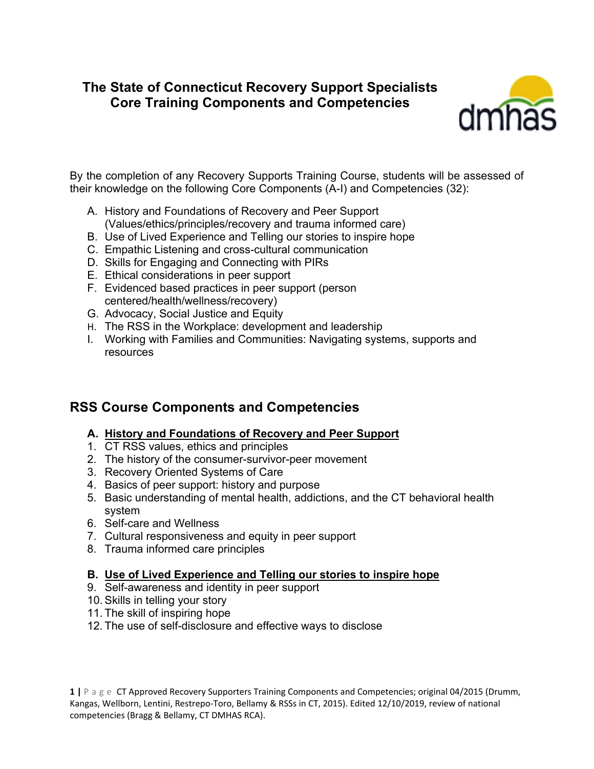# The State of Connecticut Recovery Support Specialists Core Training Components and Competencies

By the completion of any Recovery Supports Training Course, students will be assessed of their knowledge on the following Core Components (A-I) and Competencies (32):

A. History and Foundations of Recovery and Peer Support (Values/ethics/principles/recovery and trauma informed care)
B. Use of Lived Experience and Telling our stories to inspire hope
C. Empathic Listening and cross-cultural communication
D. Skills for Engaging and Connecting with PIRs
E. Ethical considerations in peer support
F. Evidenced based practices in peer support (person centered/health/wellness/recovery)
G. Advocacy, Social Justice and Equity
H. The RSS in the Workplace: development and leadership
I. Working with Families and Communities: Navigating systems, supports and resources

## RSS Course Components and Competencies

### A. <u>History and Foundations of Recovery and Peer Support</u>

1. CT RSS values, ethics and principles
2. The history of the consumer-survivor-peer movement
3. Recovery Oriented Systems of Care
4. Basics of peer support: history and purpose
5. Basic understanding of mental health, addictions, and the CT behavioral health system
6. Self-care and Wellness
7. Cultural responsiveness and equity in peer support
8. Trauma informed care principles

### B. <u>Use of Lived Experience and Telling our stories to inspire hope</u>

9. Self-awareness and identity in peer support
10. Skills in telling your story
11. The skill of inspiring hope
12. The use of self-disclosure and effective ways to disclose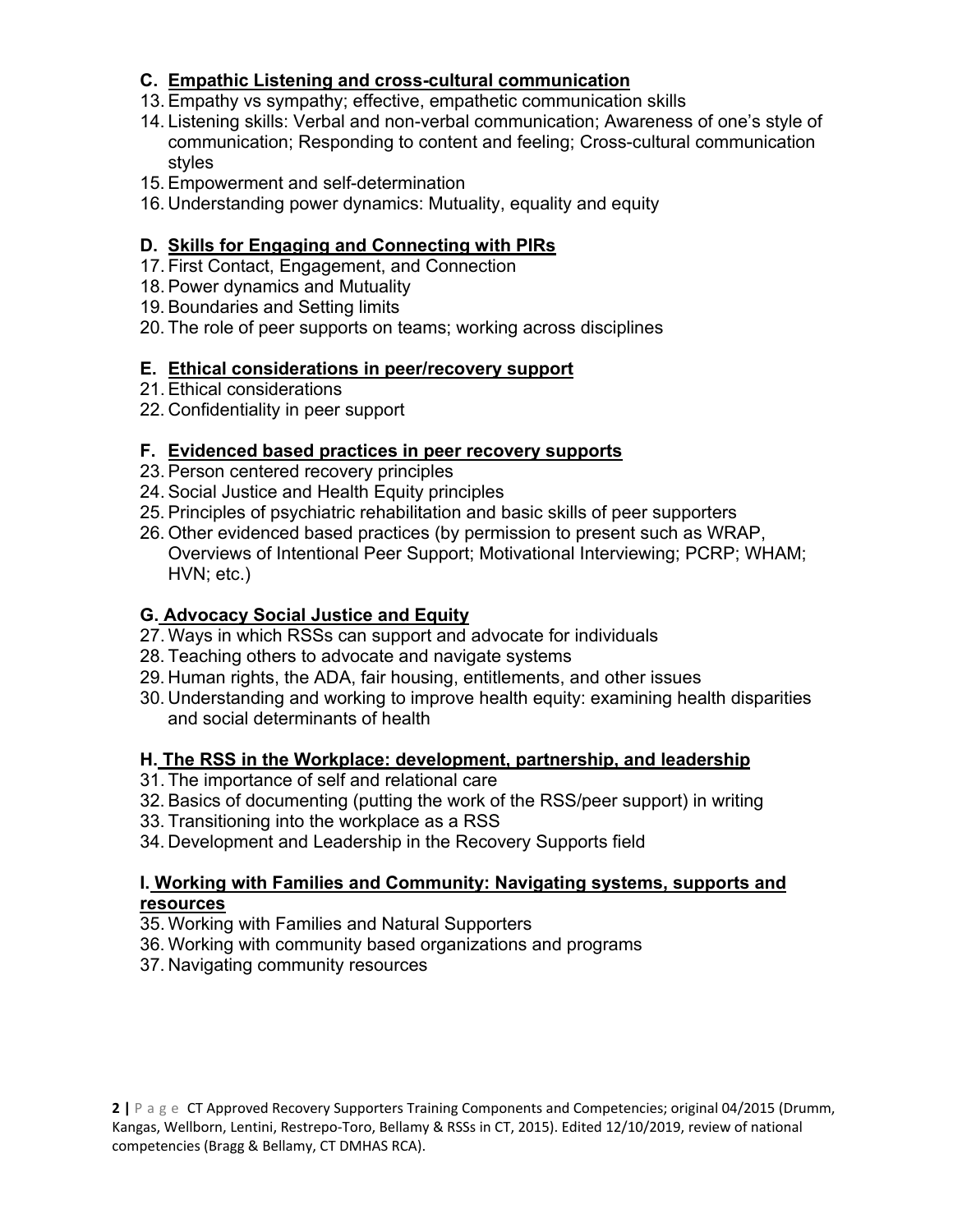### C. <u>Empathic Listening and cross-cultural communication</u>

13. Empathy vs sympathy; effective, empathetic communication skills
14. Listening skills: Verbal and non-verbal communication; Awareness of one's style of communication; Responding to content and feeling; Cross-cultural communication styles
15. Empowerment and self-determination
16. Understanding power dynamics: Mutuality, equality and equity

### D. <u>Skills for Engaging and Connecting with PIRs</u>

17. First Contact, Engagement, and Connection
18. Power dynamics and Mutuality
19. Boundaries and Setting limits
20. The role of peer supports on teams; working across disciplines

### E. <u>Ethical considerations in peer/recovery support</u>

21. Ethical considerations
22. Confidentiality in peer support

### F. <u>Evidenced based practices in peer recovery supports</u>

23. Person centered recovery principles
24. Social Justice and Health Equity principles
25. Principles of psychiatric rehabilitation and basic skills of peer supporters
26. Other evidenced based practices (by permission to present such as WRAP, Overviews of Intentional Peer Support; Motivational Interviewing; PCRP; WHAM; HVN; etc.)

### G. <u>Advocacy Social Justice and Equity</u>

27. Ways in which RSSs can support and advocate for individuals
28. Teaching others to advocate and navigate systems
29. Human rights, the ADA, fair housing, entitlements, and other issues
30. Understanding and working to improve health equity: examining health disparities and social determinants of health

### H. <u>The RSS in the Workplace: development, partnership, and leadership</u>

31. The importance of self and relational care
32. Basics of documenting (putting the work of the RSS/peer support) in writing
33. Transitioning into the workplace as a RSS
34. Development and Leadership in the Recovery Supports field

### I. <u>Working with Families and Community: Navigating systems, supports and resources</u>

35. Working with Families and Natural Supporters
36. Working with community based organizations and programs
37. Navigating community resources

CT Approved Recovery Supporters Training Components and Competencies; original 04/2015 (Drumm, Kangas, Wellborn, Lentini, Restrepo-Toro, Bellamy & RSSs in CT, 2015). Edited 12/10/2019, review of national competencies (Bragg & Bellamy, CT DMHAS RCA).